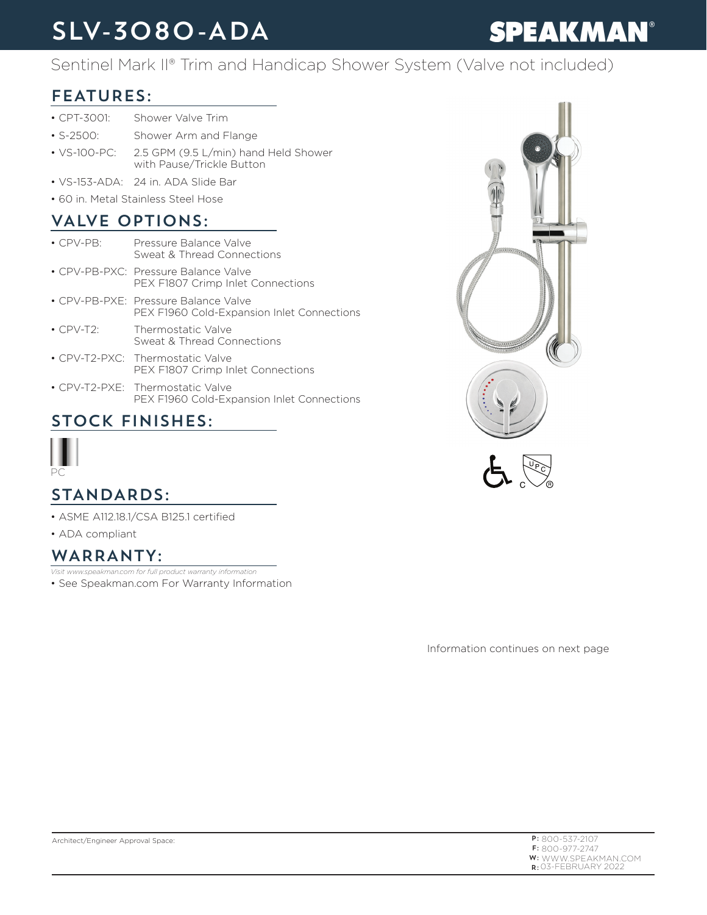# SLV-3080-ADA

SPEAKMAN®

Sentinel Mark II® Trim and Handicap Shower System (Valve not included)

## FEATURES:

- CPT-3001: Shower Valve Trim
- S-2500: Shower Arm and Flange
- VS-100-PC: 2.5 GPM (9.5 L/min) hand Held Shower with Pause/Trickle Button
- VS-153-ADA: 24 in. ADA Slide Bar
- 60 in. Metal Stainless Steel Hose

## VALVE OPTIONS:

- CPV-PB: Pressure Balance Valve Sweat & Thread Connections
- CPV-PB-PXC: Pressure Balance Valve PEX F1807 Crimp Inlet Connections
- CPV-PB-PXE: Pressure Balance Valve PEX F1960 Cold-Expansion Inlet Connections
- CPV-T2: Thermostatic Valve Sweat & Thread Connections
- CPV-T2-PXC: Thermostatic Valve PEX F1807 Crimp Inlet Connections
- CPV-T2-PXE: Thermostatic Valve PEX F1960 Cold-Expansion Inlet Connections

## STOCK FINISHES:

PC

## STANDARDS:

- ASME A112.18.1/CSA B125.1 certified
- ADA compliant

## WARRANTY:

*Visit www.speakman.com for full product warranty information*

- See Speakman.com For Warranty Information

Information continues on next page

Architect/Engineer Approval Space:

P: 800-537-2107
F: 800-977-2747
W: WWW.SPEAKMAN.COM
R: 03-FEBRUARY 2022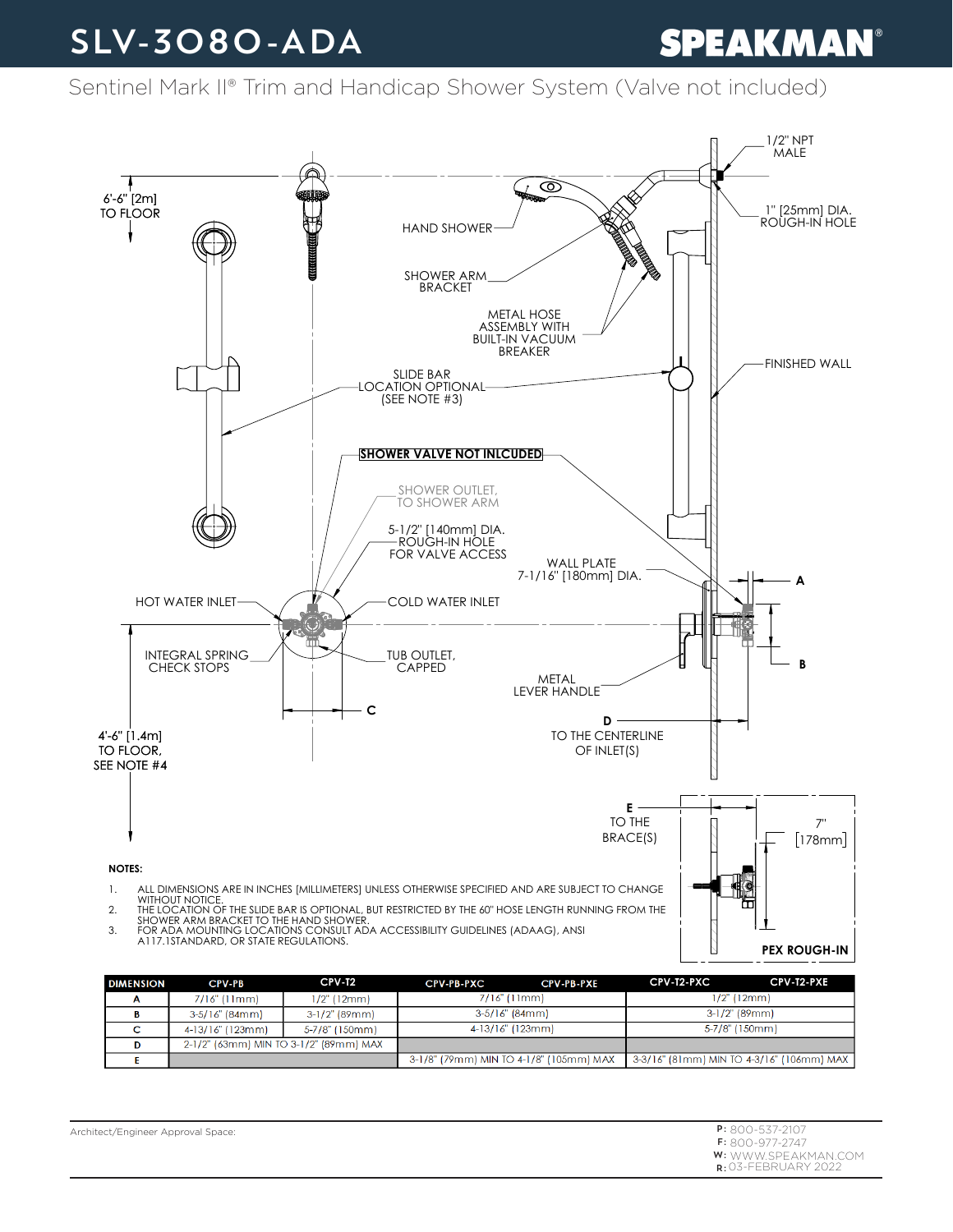# SLV-3080-ADA

**SPEAKMAN®**

Sentinel Mark II® Trim and Handicap Shower System (Valve not included)

6'-6" [2m]
TO FLOOR

HAND SHOWER

SHOWER ARM
BRACKET

METAL HOSE
ASSEMBLY WITH
BUILT-IN VACUUM
BREAKER

1/2" NPT
MALE

1" [25mm] DIA.
ROUGH-IN HOLE

FINISHED WALL

SLIDE BAR
LOCATION OPTIONAL
(SEE NOTE #3)

**SHOWER VALVE NOT INLCUDED**

SHOWER OUTLET,
TO SHOWER ARM

5-1/2" [140mm] DIA.
ROUGH-IN HOLE
FOR VALVE ACCESS

WALL PLATE
7-1/16" [180mm] DIA.

A

HOT WATER INLET

COLD WATER INLET

B

INTEGRAL SPRING
CHECK STOPS

TUB OUTLET,
CAPPED

METAL
LEVER HANDLE

C

D
TO THE CENTERLINE
OF INLET(S)

4'-6" [1.4m]
TO FLOOR,
SEE NOTE #4

E
TO THE
BRACE(S)

7"
[178mm]

**PEX ROUGH-IN**

**NOTES:**

1. ALL DIMENSIONS ARE IN INCHES [MILLIMETERS] UNLESS OTHERWISE SPECIFIED AND ARE SUBJECT TO CHANGE WITHOUT NOTICE.
2. THE LOCATION OF THE SLIDE BAR IS OPTIONAL, BUT RESTRICTED BY THE 60" HOSE LENGTH RUNNING FROM THE SHOWER ARM BRACKET TO THE HAND SHOWER.
3. FOR ADA MOUNTING LOCATIONS CONSULT ADA ACCESSIBILITY GUIDELINES (ADAAG), ANSI A117.1STANDARD, OR STATE REGULATIONS.

| DIMENSION | CPV-PB | CPV-T2 | CPV-PB-PXC | CPV-PB-PXE | CPV-T2-PXC | CPV-T2-PXE |
|---|---|---|---|---|---|---|
| A | 7/16" (11mm) | 1/2" (12mm) | 7/16" (11mm) | | 1/2" (12mm) | |
| B | 3-5/16" (84mm) | 3-1/2" (89mm) | 3-5/16" (84mm) | | 3-1/2" (89mm) | |
| C | 4-13/16" (123mm) | 5-7/8" (150mm) | 4-13/16" (123mm) | | 5-7/8" (150mm) | |
| D | 2-1/2" (63mm) MIN TO 3-1/2" (89mm) MAX | | | | | |
| E | | | 3-1/8" (79mm) MIN TO 4-1/8" (105mm) MAX | | 3-3/16" (81mm) MIN TO 4-3/16" (106mm) MAX | |

Architect/Engineer Approval Space:

P: 800-537-2107
F: 800-977-2747
W: WWW.SPEAKMAN.COM
R: 03-FEBRUARY 2022